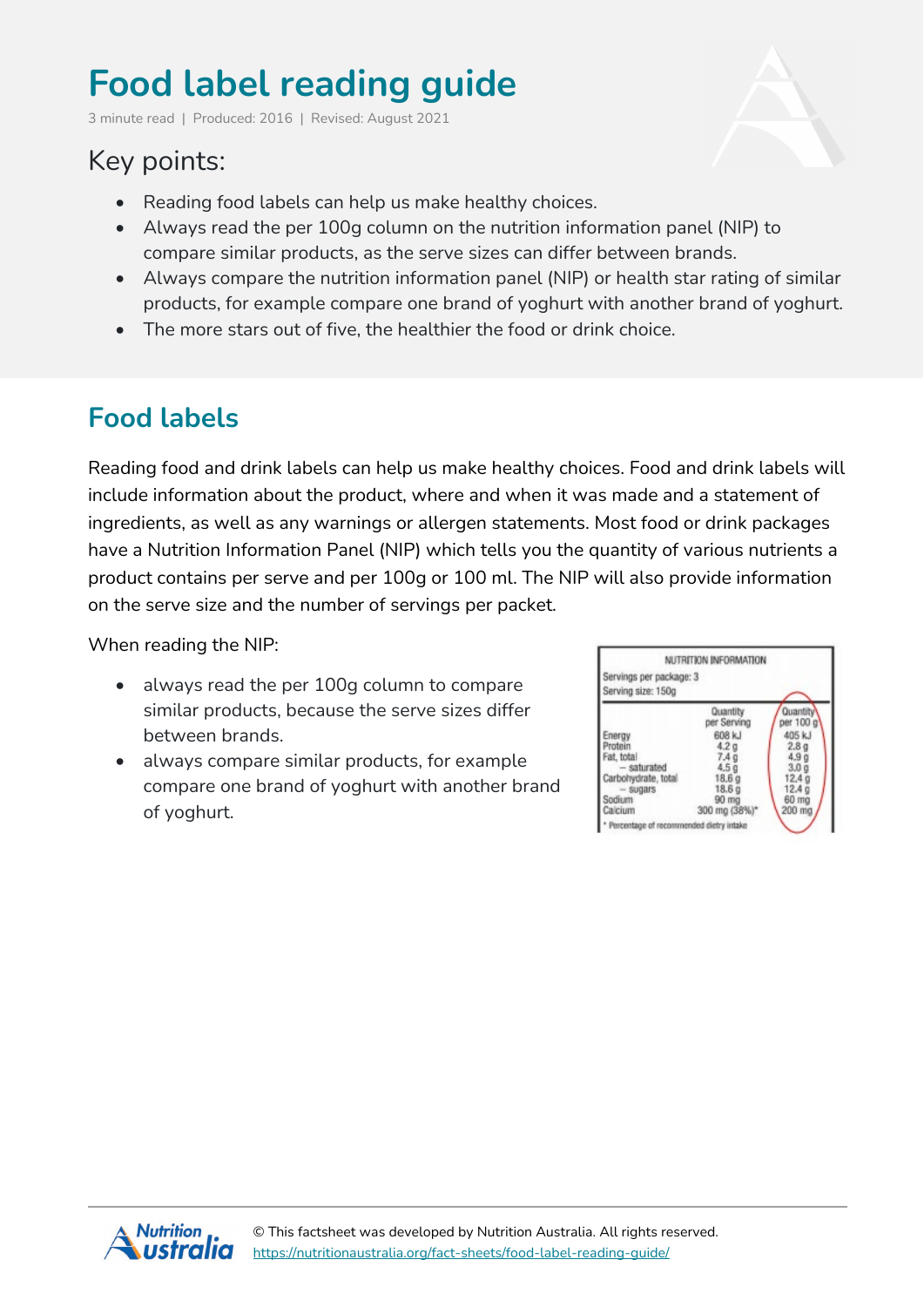# Food label reading guide

3 minute read | Produced: 2016 | Revised: August 2021

## Key points:

- Reading food labels can help us make healthy choices.
- Always read the per 100g column on the nutrition information panel (NIP) to compare similar products, as the serve sizes can differ between brands.
- Always compare the nutrition information panel (NIP) or health star rating of similar products, for example compare one brand of yoghurt with another brand of yoghurt.
- The more stars out of five, the healthier the food or drink choice.

## Food labels

Reading food and drink labels can help us make healthy choices. Food and drink labels will include information about the product, where and when it was made and a statement of ingredients, as well as any warnings or allergen statements. Most food or drink packages have a Nutrition Information Panel (NIP) which tells you the quantity of various nutrients a product contains per serve and per 100g or 100 ml. The NIP will also provide information on the serve size and the number of servings per packet.

When reading the NIP:

- always read the per 100g column to compare similar products, because the serve sizes differ between brands.
- always compare similar products, for example compare one brand of yoghurt with another brand of yoghurt.

NUTRITION INFORMATION

Servings per package: 3

Serving size: 150g

| | Quantity per Serving | Quantity per 100 g |
|---|---|---|
| Energy | 608 kJ | 405 kJ |
| Protein | 4.2 g | 2.8 g |
| Fat, total | 7.4 g | 4.9 g |
| – saturated | 4.5 g | 3.0 g |
| Carbohydrate, total | 18.6 g | 12.4 g |
| – sugars | 18.6 g | 12.4 g |
| Sodium | 90 mg | 60 mg |
| Calcium | 300 mg (38%)* | 200 mg |

\* Percentage of recommended dietry intake

© This factsheet was developed by Nutrition Australia. All rights reserved.
https://nutritionaustralia.org/fact-sheets/food-label-reading-guide/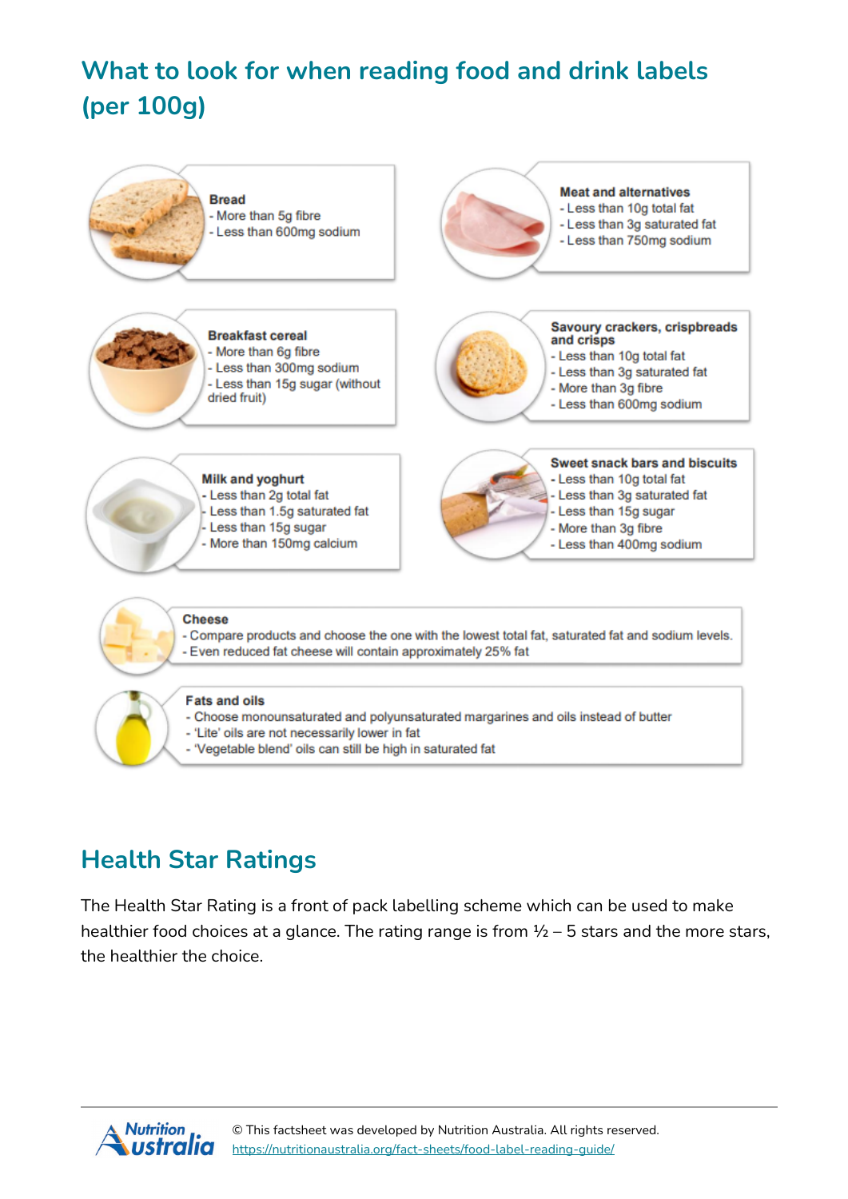## What to look for when reading food and drink labels (per 100g)

**Bread**
- More than 5g fibre
- Less than 600mg sodium

**Meat and alternatives**
- Less than 10g total fat
- Less than 3g saturated fat
- Less than 750mg sodium

**Breakfast cereal**
- More than 6g fibre
- Less than 300mg sodium
- Less than 15g sugar (without dried fruit)

**Savoury crackers, crispbreads and crisps**
- Less than 10g total fat
- Less than 3g saturated fat
- More than 3g fibre
- Less than 600mg sodium

**Milk and yoghurt**
- Less than 2g total fat
- Less than 1.5g saturated fat
- Less than 15g sugar
- More than 150mg calcium

**Sweet snack bars and biscuits**
- Less than 10g total fat
- Less than 3g saturated fat
- Less than 15g sugar
- More than 3g fibre
- Less than 400mg sodium

**Cheese**
- Compare products and choose the one with the lowest total fat, saturated fat and sodium levels.
- Even reduced fat cheese will contain approximately 25% fat

**Fats and oils**
- Choose monounsaturated and polyunsaturated margarines and oils instead of butter
- 'Lite' oils are not necessarily lower in fat
- 'Vegetable blend' oils can still be high in saturated fat

## Health Star Ratings

The Health Star Rating is a front of pack labelling scheme which can be used to make healthier food choices at a glance. The rating range is from ½ – 5 stars and the more stars, the healthier the choice.

© This factsheet was developed by Nutrition Australia. All rights reserved.
https://nutritionaustralia.org/fact-sheets/food-label-reading-guide/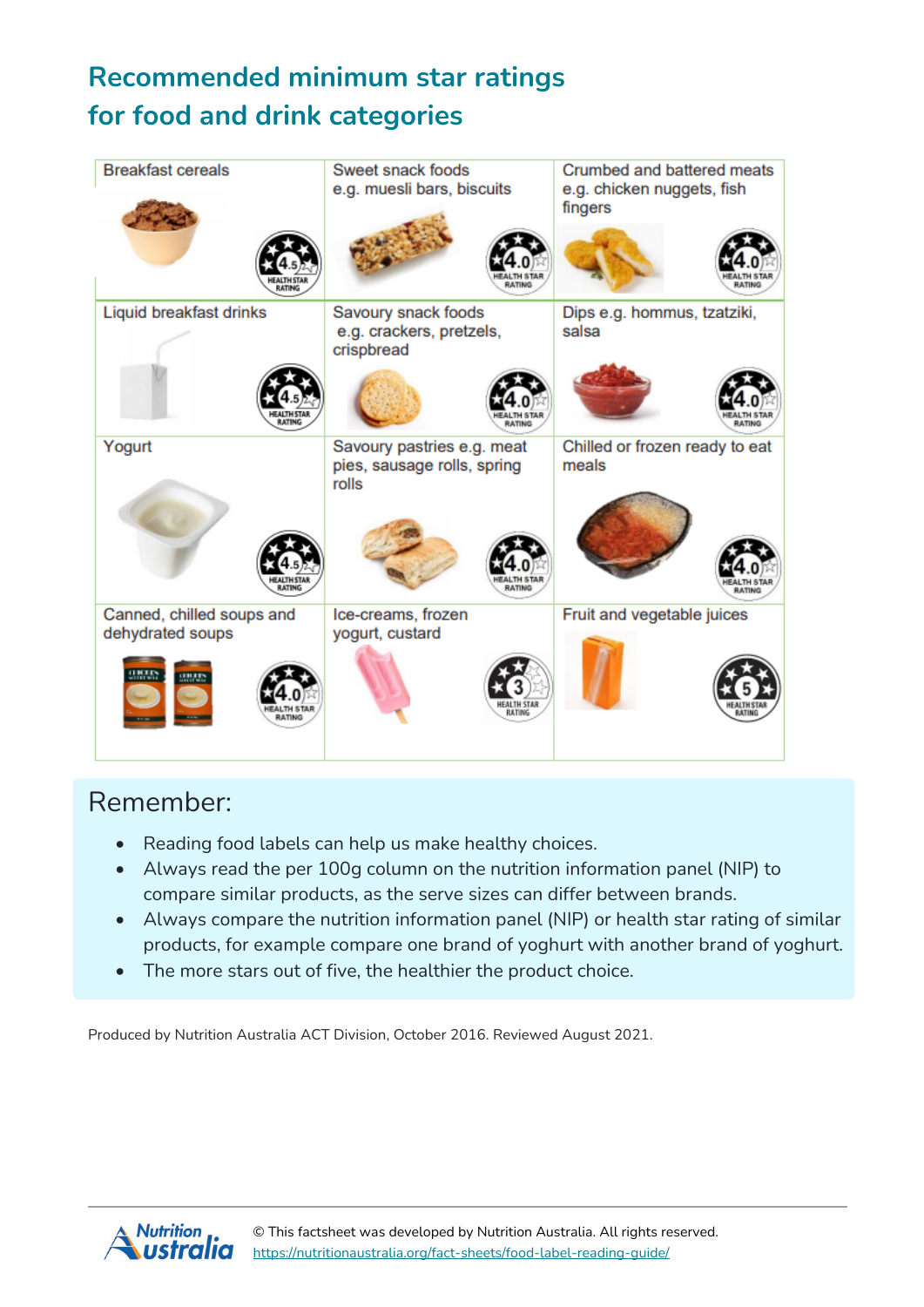## Recommended minimum star ratings for food and drink categories

| | | |
|---|---|---|
| Breakfast cereals — 4.5 Health Star Rating | Sweet snack foods e.g. muesli bars, biscuits — 4.0 Health Star Rating | Crumbed and battered meats e.g. chicken nuggets, fish fingers — 4.0 Health Star Rating |
| Liquid breakfast drinks — 4.5 Health Star Rating | Savoury snack foods e.g. crackers, pretzels, crispbread — 4.0 Health Star Rating | Dips e.g. hommus, tzatziki, salsa — 4.0 Health Star Rating |
| Yogurt — 4.5 Health Star Rating | Savoury pastries e.g. meat pies, sausage rolls, spring rolls — 4.0 Health Star Rating | Chilled or frozen ready to eat meals — 4.0 Health Star Rating |
| Canned, chilled soups and dehydrated soups — 4.0 Health Star Rating | Ice-creams, frozen yogurt, custard — 3 Health Star Rating | Fruit and vegetable juices — 5 Health Star Rating |

### Remember:

- Reading food labels can help us make healthy choices.
- Always read the per 100g column on the nutrition information panel (NIP) to compare similar products, as the serve sizes can differ between brands.
- Always compare the nutrition information panel (NIP) or health star rating of similar products, for example compare one brand of yoghurt with another brand of yoghurt.
- The more stars out of five, the healthier the product choice.

Produced by Nutrition Australia ACT Division, October 2016. Reviewed August 2021.

© This factsheet was developed by Nutrition Australia. All rights reserved.
https://nutritionaustralia.org/fact-sheets/food-label-reading-guide/